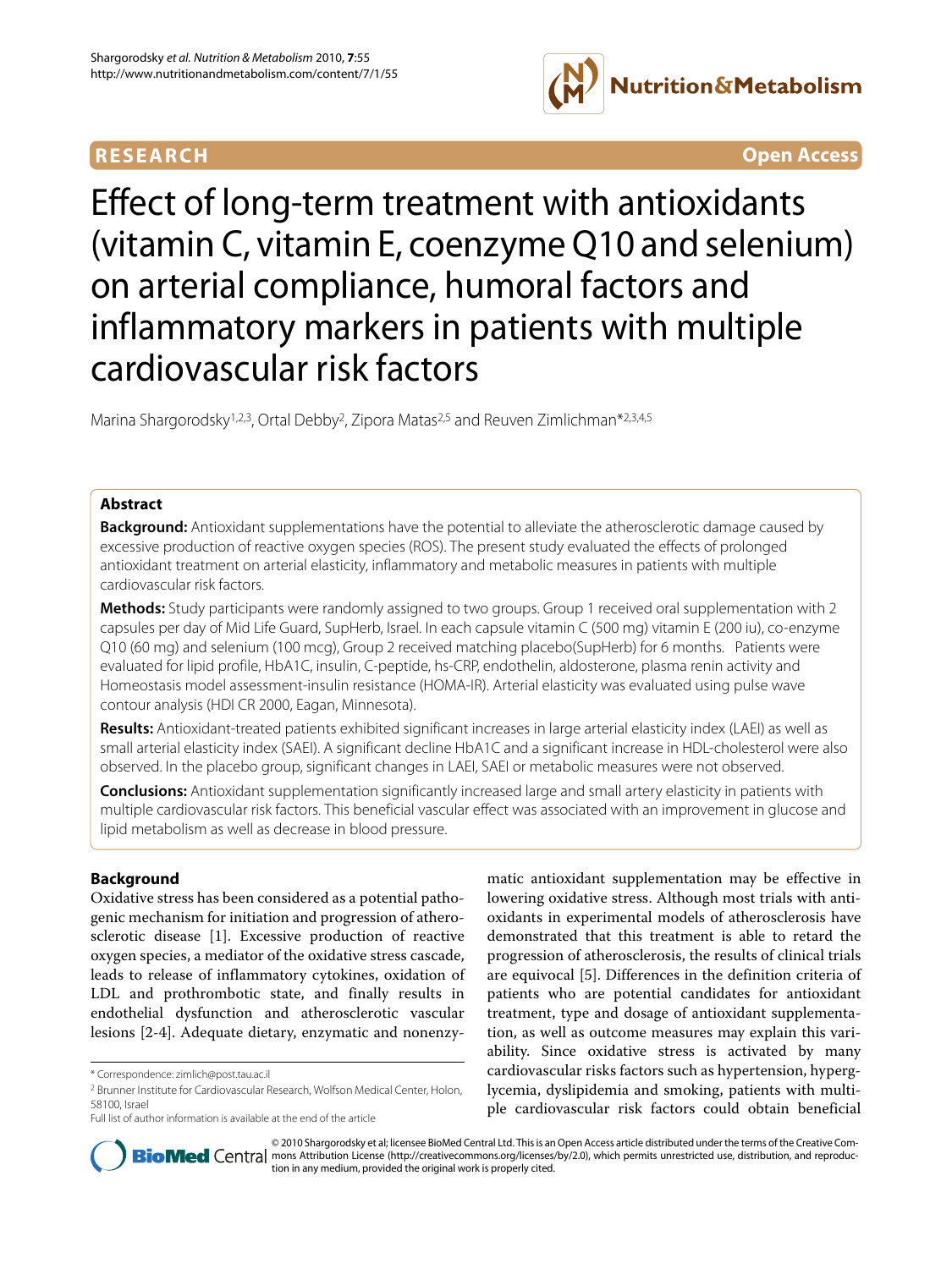**RESEARCH** **Open Access**

# Effect of long-term treatment with antioxidants (vitamin C, vitamin E, coenzyme Q10 and selenium) on arterial compliance, humoral factors and inflammatory markers in patients with multiple cardiovascular risk factors

Marina Shargorodsky[1,2,3], Ortal Debby[2], Zipora Matas[2,5] and Reuven Zimlichman*[2,3,4,5]

## Abstract

**Background:** Antioxidant supplementations have the potential to alleviate the atherosclerotic damage caused by excessive production of reactive oxygen species (ROS). The present study evaluated the effects of prolonged antioxidant treatment on arterial elasticity, inflammatory and metabolic measures in patients with multiple cardiovascular risk factors.

**Methods:** Study participants were randomly assigned to two groups. Group 1 received oral supplementation with 2 capsules per day of Mid Life Guard, SupHerb, Israel. In each capsule vitamin C (500 mg) vitamin E (200 iu), co-enzyme Q10 (60 mg) and selenium (100 mcg), Group 2 received matching placebo(SupHerb) for 6 months. Patients were evaluated for lipid profile, HbA1C, insulin, C-peptide, hs-CRP, endothelin, aldosterone, plasma renin activity and Homeostasis model assessment-insulin resistance (HOMA-IR). Arterial elasticity was evaluated using pulse wave contour analysis (HDI CR 2000, Eagan, Minnesota).

**Results:** Antioxidant-treated patients exhibited significant increases in large arterial elasticity index (LAEI) as well as small arterial elasticity index (SAEI). A significant decline HbA1C and a significant increase in HDL-cholesterol were also observed. In the placebo group, significant changes in LAEI, SAEI or metabolic measures were not observed.

**Conclusions:** Antioxidant supplementation significantly increased large and small artery elasticity in patients with multiple cardiovascular risk factors. This beneficial vascular effect was associated with an improvement in glucose and lipid metabolism as well as decrease in blood pressure.

## Background

Oxidative stress has been considered as a potential pathogenic mechanism for initiation and progression of atherosclerotic disease [1]. Excessive production of reactive oxygen species, a mediator of the oxidative stress cascade, leads to release of inflammatory cytokines, oxidation of LDL and prothrombotic state, and finally results in endothelial dysfunction and atherosclerotic vascular lesions [2-4]. Adequate dietary, enzymatic and nonenzymatic antioxidant supplementation may be effective in lowering oxidative stress. Although most trials with antioxidants in experimental models of atherosclerosis have demonstrated that this treatment is able to retard the progression of atherosclerosis, the results of clinical trials are equivocal [5]. Differences in the definition criteria of patients who are potential candidates for antioxidant treatment, type and dosage of antioxidant supplementation, as well as outcome measures may explain this variability. Since oxidative stress is activated by many cardiovascular risks factors such as hypertension, hyperglycemia, dyslipidemia and smoking, patients with multiple cardiovascular risk factors could obtain beneficial

\* Correspondence: zimlich@post.tau.ac.il

[2] Brunner Institute for Cardiovascular Research, Wolfson Medical Center, Holon, 58100, Israel

Full list of author information is available at the end of the article

© 2010 Shargorodsky et al; licensee BioMed Central Ltd. This is an Open Access article distributed under the terms of the Creative Commons Attribution License (http://creativecommons.org/licenses/by/2.0), which permits unrestricted use, distribution, and reproduction in any medium, provided the original work is properly cited.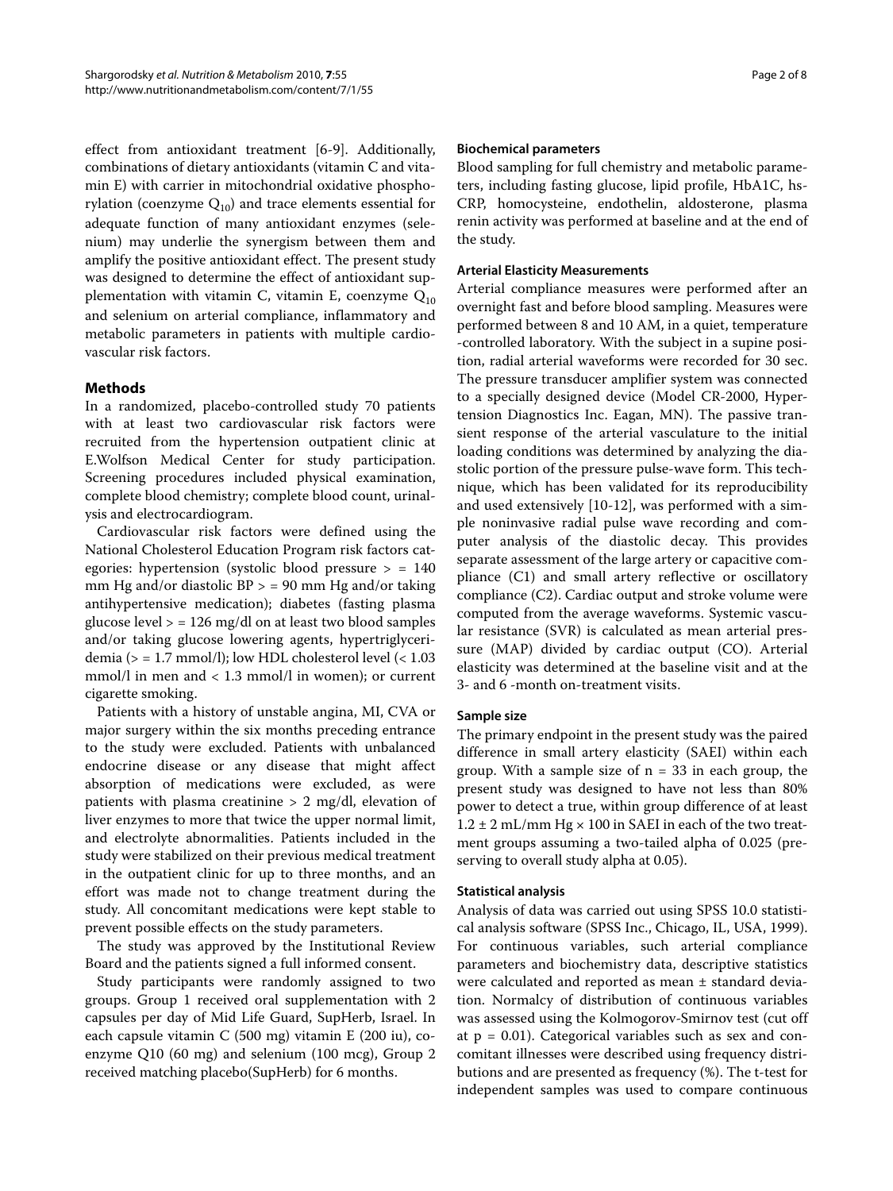effect from antioxidant treatment [6-9]. Additionally, combinations of dietary antioxidants (vitamin C and vitamin E) with carrier in mitochondrial oxidative phosphorylation (coenzyme $Q_{10}$) and trace elements essential for adequate function of many antioxidant enzymes (selenium) may underlie the synergism between them and amplify the positive antioxidant effect. The present study was designed to determine the effect of antioxidant supplementation with vitamin C, vitamin E, coenzyme $Q_{10}$ and selenium on arterial compliance, inflammatory and metabolic parameters in patients with multiple cardiovascular risk factors.

## Methods

In a randomized, placebo-controlled study 70 patients with at least two cardiovascular risk factors were recruited from the hypertension outpatient clinic at E.Wolfson Medical Center for study participation. Screening procedures included physical examination, complete blood chemistry; complete blood count, urinalysis and electrocardiogram.

Cardiovascular risk factors were defined using the National Cholesterol Education Program risk factors categories: hypertension (systolic blood pressure > = 140 mm Hg and/or diastolic BP > = 90 mm Hg and/or taking antihypertensive medication); diabetes (fasting plasma glucose level > = 126 mg/dl on at least two blood samples and/or taking glucose lowering agents, hypertriglyceridemia (> = 1.7 mmol/l); low HDL cholesterol level (< 1.03 mmol/l in men and < 1.3 mmol/l in women); or current cigarette smoking.

Patients with a history of unstable angina, MI, CVA or major surgery within the six months preceding entrance to the study were excluded. Patients with unbalanced endocrine disease or any disease that might affect absorption of medications were excluded, as were patients with plasma creatinine > 2 mg/dl, elevation of liver enzymes to more that twice the upper normal limit, and electrolyte abnormalities. Patients included in the study were stabilized on their previous medical treatment in the outpatient clinic for up to three months, and an effort was made not to change treatment during the study. All concomitant medications were kept stable to prevent possible effects on the study parameters.

The study was approved by the Institutional Review Board and the patients signed a full informed consent.

Study participants were randomly assigned to two groups. Group 1 received oral supplementation with 2 capsules per day of Mid Life Guard, SupHerb, Israel. In each capsule vitamin C (500 mg) vitamin E (200 iu), coenzyme Q10 (60 mg) and selenium (100 mcg), Group 2 received matching placebo(SupHerb) for 6 months.

### Biochemical parameters

Blood sampling for full chemistry and metabolic parameters, including fasting glucose, lipid profile, HbA1C, hs-CRP, homocysteine, endothelin, aldosterone, plasma renin activity was performed at baseline and at the end of the study.

### Arterial Elasticity Measurements

Arterial compliance measures were performed after an overnight fast and before blood sampling. Measures were performed between 8 and 10 AM, in a quiet, temperature -controlled laboratory. With the subject in a supine position, radial arterial waveforms were recorded for 30 sec. The pressure transducer amplifier system was connected to a specially designed device (Model CR-2000, Hypertension Diagnostics Inc. Eagan, MN). The passive transient response of the arterial vasculature to the initial loading conditions was determined by analyzing the diastolic portion of the pressure pulse-wave form. This technique, which has been validated for its reproducibility and used extensively [10-12], was performed with a simple noninvasive radial pulse wave recording and computer analysis of the diastolic decay. This provides separate assessment of the large artery or capacitive compliance (C1) and small artery reflective or oscillatory compliance (C2). Cardiac output and stroke volume were computed from the average waveforms. Systemic vascular resistance (SVR) is calculated as mean arterial pressure (MAP) divided by cardiac output (CO). Arterial elasticity was determined at the baseline visit and at the 3- and 6 -month on-treatment visits.

### Sample size

The primary endpoint in the present study was the paired difference in small artery elasticity (SAEI) within each group. With a sample size of n = 33 in each group, the present study was designed to have not less than 80% power to detect a true, within group difference of at least $1.2 \pm 2$ mL/mm Hg × 100 in SAEI in each of the two treatment groups assuming a two-tailed alpha of 0.025 (preserving to overall study alpha at 0.05).

### Statistical analysis

Analysis of data was carried out using SPSS 10.0 statistical analysis software (SPSS Inc., Chicago, IL, USA, 1999). For continuous variables, such arterial compliance parameters and biochemistry data, descriptive statistics were calculated and reported as mean ± standard deviation. Normalcy of distribution of continuous variables was assessed using the Kolmogorov-Smirnov test (cut off at $p = 0.01$). Categorical variables such as sex and concomitant illnesses were described using frequency distributions and are presented as frequency (%). The t-test for independent samples was used to compare continuous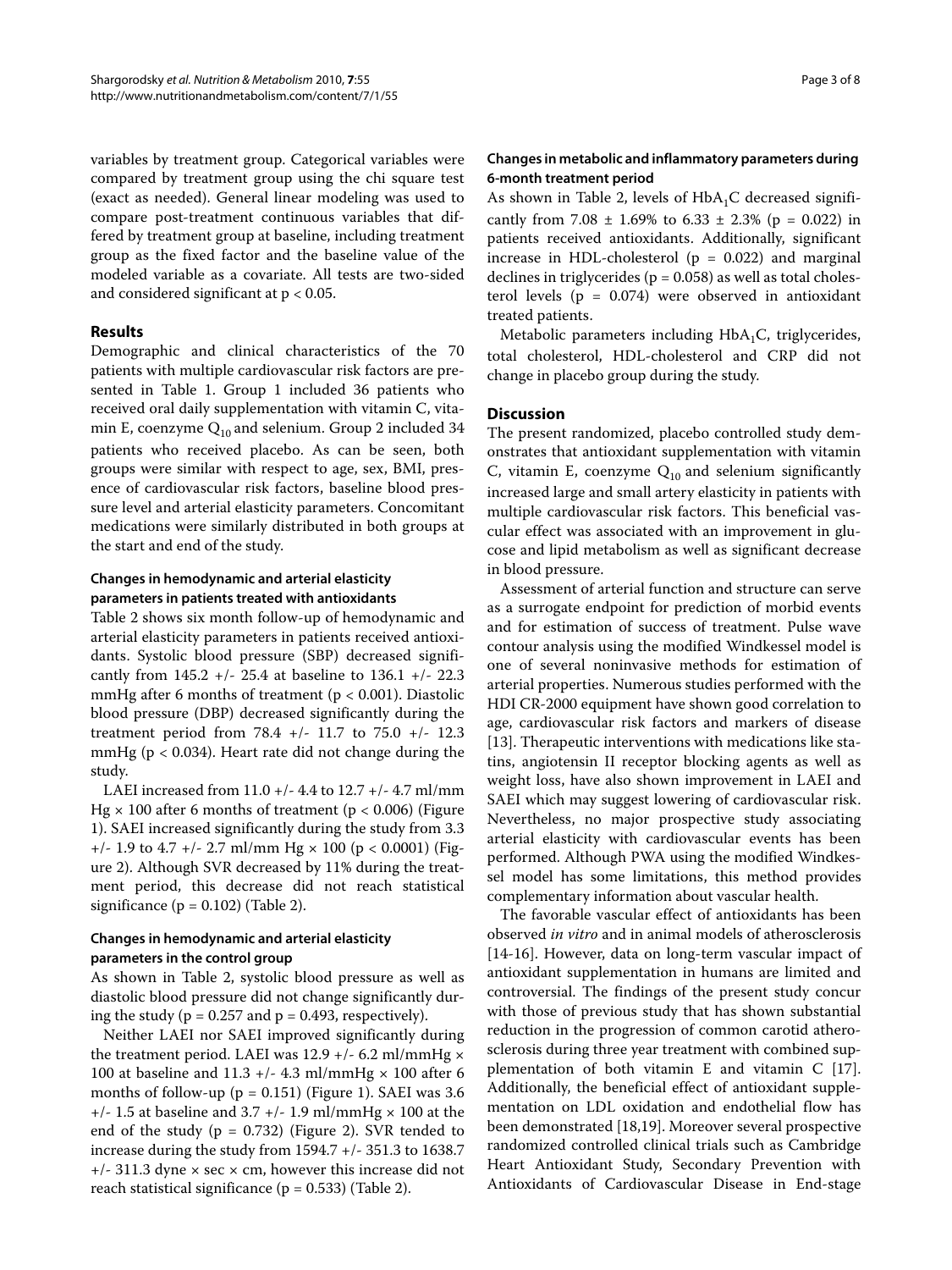variables by treatment group. Categorical variables were compared by treatment group using the chi square test (exact as needed). General linear modeling was used to compare post-treatment continuous variables that differed by treatment group at baseline, including treatment group as the fixed factor and the baseline value of the modeled variable as a covariate. All tests are two-sided and considered significant at $p < 0.05$.

## Results

Demographic and clinical characteristics of the 70 patients with multiple cardiovascular risk factors are presented in Table 1. Group 1 included 36 patients who received oral daily supplementation with vitamin C, vitamin E, coenzyme $Q_{10}$ and selenium. Group 2 included 34 patients who received placebo. As can be seen, both groups were similar with respect to age, sex, BMI, presence of cardiovascular risk factors, baseline blood pressure level and arterial elasticity parameters. Concomitant medications were similarly distributed in both groups at the start and end of the study.

### Changes in hemodynamic and arterial elasticity parameters in patients treated with antioxidants

Table 2 shows six month follow-up of hemodynamic and arterial elasticity parameters in patients received antioxidants. Systolic blood pressure (SBP) decreased significantly from 145.2 +/- 25.4 at baseline to 136.1 +/- 22.3 mmHg after 6 months of treatment ($p < 0.001$). Diastolic blood pressure (DBP) decreased significantly during the treatment period from 78.4 +/- 11.7 to 75.0 +/- 12.3 mmHg ($p < 0.034$). Heart rate did not change during the study.

LAEI increased from 11.0 +/- 4.4 to 12.7 +/- 4.7 ml/mm Hg × 100 after 6 months of treatment ($p < 0.006$) (Figure 1). SAEI increased significantly during the study from 3.3 +/- 1.9 to 4.7 +/- 2.7 ml/mm Hg × 100 ($p < 0.0001$) (Figure 2). Although SVR decreased by 11% during the treatment period, this decrease did not reach statistical significance ($p = 0.102$) (Table 2).

### Changes in hemodynamic and arterial elasticity parameters in the control group

As shown in Table 2, systolic blood pressure as well as diastolic blood pressure did not change significantly during the study ($p = 0.257$ and $p = 0.493$, respectively).

Neither LAEI nor SAEI improved significantly during the treatment period. LAEI was 12.9 +/- 6.2 ml/mmHg × 100 at baseline and 11.3 +/- 4.3 ml/mmHg × 100 after 6 months of follow-up ($p = 0.151$) (Figure 1). SAEI was 3.6 +/- 1.5 at baseline and 3.7 +/- 1.9 ml/mmHg × 100 at the end of the study ($p = 0.732$) (Figure 2). SVR tended to increase during the study from 1594.7 +/- 351.3 to 1638.7 +/- 311.3 dyne × sec × cm, however this increase did not reach statistical significance ($p = 0.533$) (Table 2).

### Changes in metabolic and inflammatory parameters during 6-month treatment period

As shown in Table 2, levels of $HbA_1C$ decreased significantly from 7.08 ± 1.69% to 6.33 ± 2.3% ($p = 0.022$) in patients received antioxidants. Additionally, significant increase in HDL-cholesterol ($p = 0.022$) and marginal declines in triglycerides ($p = 0.058$) as well as total cholesterol levels ($p = 0.074$) were observed in antioxidant treated patients.

Metabolic parameters including $HbA_1C$, triglycerides, total cholesterol, HDL-cholesterol and CRP did not change in placebo group during the study.

## Discussion

The present randomized, placebo controlled study demonstrates that antioxidant supplementation with vitamin C, vitamin E, coenzyme $Q_{10}$ and selenium significantly increased large and small artery elasticity in patients with multiple cardiovascular risk factors. This beneficial vascular effect was associated with an improvement in glucose and lipid metabolism as well as significant decrease in blood pressure.

Assessment of arterial function and structure can serve as a surrogate endpoint for prediction of morbid events and for estimation of success of treatment. Pulse wave contour analysis using the modified Windkessel model is one of several noninvasive methods for estimation of arterial properties. Numerous studies performed with the HDI CR-2000 equipment have shown good correlation to age, cardiovascular risk factors and markers of disease [13]. Therapeutic interventions with medications like statins, angiotensin II receptor blocking agents as well as weight loss, have also shown improvement in LAEI and SAEI which may suggest lowering of cardiovascular risk. Nevertheless, no major prospective study associating arterial elasticity with cardiovascular events has been performed. Although PWA using the modified Windkessel model has some limitations, this method provides complementary information about vascular health.

The favorable vascular effect of antioxidants has been observed *in vitro* and in animal models of atherosclerosis [14-16]. However, data on long-term vascular impact of antioxidant supplementation in humans are limited and controversial. The findings of the present study concur with those of previous study that has shown substantial reduction in the progression of common carotid atherosclerosis during three year treatment with combined supplementation of both vitamin E and vitamin C [17]. Additionally, the beneficial effect of antioxidant supplementation on LDL oxidation and endothelial flow has been demonstrated [18,19]. Moreover several prospective randomized controlled clinical trials such as Cambridge Heart Antioxidant Study, Secondary Prevention with Antioxidants of Cardiovascular Disease in End-stage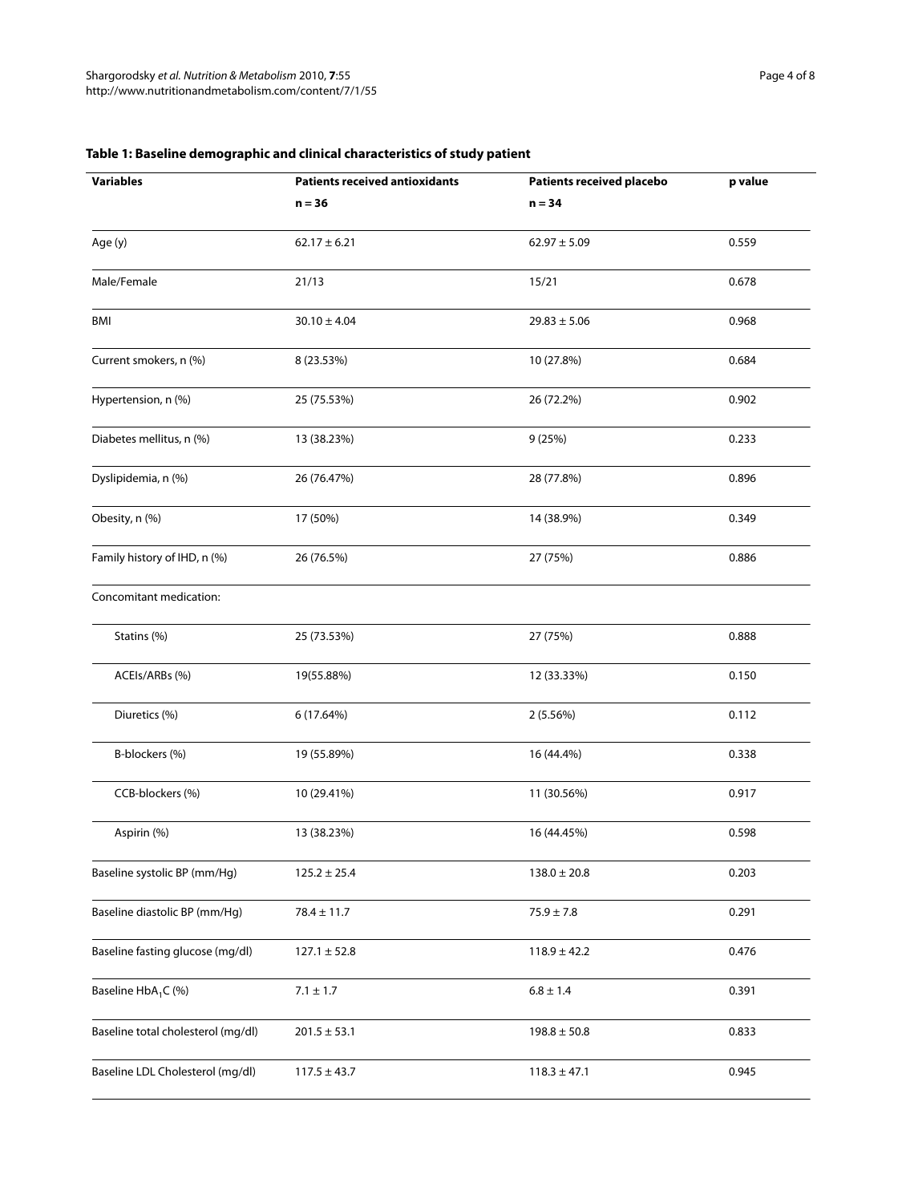**Table 1: Baseline demographic and clinical characteristics of study patient**

| Variables | Patients received antioxidants n = 36 | Patients received placebo n = 34 | p value |
|---|---|---|---|
| Age (y) | 62.17 ± 6.21 | 62.97 ± 5.09 | 0.559 |
| Male/Female | 21/13 | 15/21 | 0.678 |
| BMI | 30.10 ± 4.04 | 29.83 ± 5.06 | 0.968 |
| Current smokers, n (%) | 8 (23.53%) | 10 (27.8%) | 0.684 |
| Hypertension, n (%) | 25 (75.53%) | 26 (72.2%) | 0.902 |
| Diabetes mellitus, n (%) | 13 (38.23%) | 9 (25%) | 0.233 |
| Dyslipidemia, n (%) | 26 (76.47%) | 28 (77.8%) | 0.896 |
| Obesity, n (%) | 17 (50%) | 14 (38.9%) | 0.349 |
| Family history of IHD, n (%) | 26 (76.5%) | 27 (75%) | 0.886 |
| Concomitant medication: | | | |
| Statins (%) | 25 (73.53%) | 27 (75%) | 0.888 |
| ACEIs/ARBs (%) | 19(55.88%) | 12 (33.33%) | 0.150 |
| Diuretics (%) | 6 (17.64%) | 2 (5.56%) | 0.112 |
| B-blockers (%) | 19 (55.89%) | 16 (44.4%) | 0.338 |
| CCB-blockers (%) | 10 (29.41%) | 11 (30.56%) | 0.917 |
| Aspirin (%) | 13 (38.23%) | 16 (44.45%) | 0.598 |
| Baseline systolic BP (mm/Hg) | 125.2 ± 25.4 | 138.0 ± 20.8 | 0.203 |
| Baseline diastolic BP (mm/Hg) | 78.4 ± 11.7 | 75.9 ± 7.8 | 0.291 |
| Baseline fasting glucose (mg/dl) | 127.1 ± 52.8 | 118.9 ± 42.2 | 0.476 |
| Baseline $HbA_1C$ (%) | 7.1 ± 1.7 | 6.8 ± 1.4 | 0.391 |
| Baseline total cholesterol (mg/dl) | 201.5 ± 53.1 | 198.8 ± 50.8 | 0.833 |
| Baseline LDL Cholesterol (mg/dl) | 117.5 ± 43.7 | 118.3 ± 47.1 | 0.945 |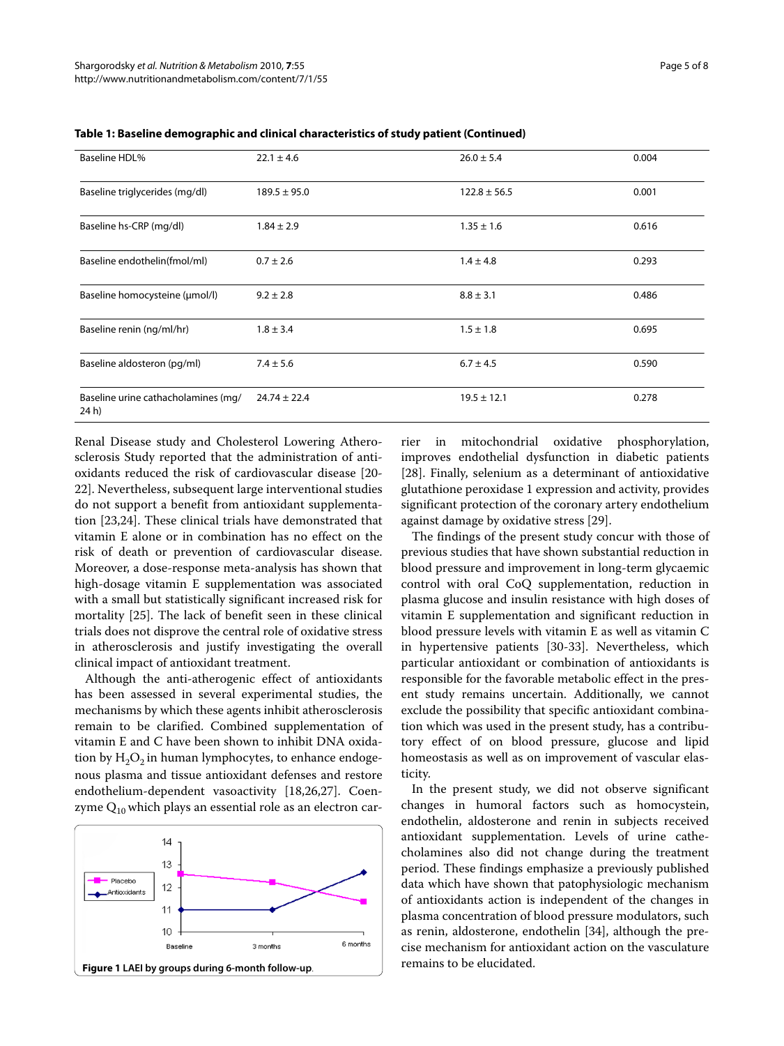**Table 1: Baseline demographic and clinical characteristics of study patient (Continued)**

| | | | |
|---|---|---|---|
| Baseline HDL% | 22.1 ± 4.6 | 26.0 ± 5.4 | 0.004 |
| Baseline triglycerides (mg/dl) | 189.5 ± 95.0 | 122.8 ± 56.5 | 0.001 |
| Baseline hs-CRP (mg/dl) | 1.84 ± 2.9 | 1.35 ± 1.6 | 0.616 |
| Baseline endothelin(fmol/ml) | 0.7 ± 2.6 | 1.4 ± 4.8 | 0.293 |
| Baseline homocysteine (μmol/l) | 9.2 ± 2.8 | 8.8 ± 3.1 | 0.486 |
| Baseline renin (ng/ml/hr) | 1.8 ± 3.4 | 1.5 ± 1.8 | 0.695 |
| Baseline aldosteron (pg/ml) | 7.4 ± 5.6 | 6.7 ± 4.5 | 0.590 |
| Baseline urine cathacholamines (mg/ 24 h) | 24.74 ± 22.4 | 19.5 ± 12.1 | 0.278 |

Renal Disease study and Cholesterol Lowering Atherosclerosis Study reported that the administration of antioxidants reduced the risk of cardiovascular disease [20-22]. Nevertheless, subsequent large interventional studies do not support a benefit from antioxidant supplementation [23,24]. These clinical trials have demonstrated that vitamin E alone or in combination has no effect on the risk of death or prevention of cardiovascular disease. Moreover, a dose-response meta-analysis has shown that high-dosage vitamin E supplementation was associated with a small but statistically significant increased risk for mortality [25]. The lack of benefit seen in these clinical trials does not disprove the central role of oxidative stress in atherosclerosis and justify investigating the overall clinical impact of antioxidant treatment.

Although the anti-atherogenic effect of antioxidants has been assessed in several experimental studies, the mechanisms by which these agents inhibit atherosclerosis remain to be clarified. Combined supplementation of vitamin E and C have been shown to inhibit DNA oxidation by $H_2O_2$ in human lymphocytes, to enhance endogenous plasma and tissue antioxidant defenses and restore endothelium-dependent vasoactivity [18,26,27]. Coenzyme $Q_{10}$ which plays an essential role as an electron carrier in mitochondrial oxidative phosphorylation, improves endothelial dysfunction in diabetic patients [28]. Finally, selenium as a determinant of antioxidative glutathione peroxidase 1 expression and activity, provides significant protection of the coronary artery endothelium against damage by oxidative stress [29].

**Figure 1** LAEI by groups during 6-month follow-up.

The findings of the present study concur with those of previous studies that have shown substantial reduction in blood pressure and improvement in long-term glycaemic control with oral CoQ supplementation, reduction in plasma glucose and insulin resistance with high doses of vitamin E supplementation and significant reduction in blood pressure levels with vitamin E as well as vitamin C in hypertensive patients [30-33]. Nevertheless, which particular antioxidant or combination of antioxidants is responsible for the favorable metabolic effect in the present study remains uncertain. Additionally, we cannot exclude the possibility that specific antioxidant combination which was used in the present study, has a contributory effect of on blood pressure, glucose and lipid homeostasis as well as on improvement of vascular elasticity.

In the present study, we did not observe significant changes in humoral factors such as homocystein, endothelin, aldosterone and renin in subjects received antioxidant supplementation. Levels of urine cathecholamines also did not change during the treatment period. These findings emphasize a previously published data which have shown that patophysiologic mechanism of antioxidants action is independent of the changes in plasma concentration of blood pressure modulators, such as renin, aldosterone, endothelin [34], although the precise mechanism for antioxidant action on the vasculature remains to be elucidated.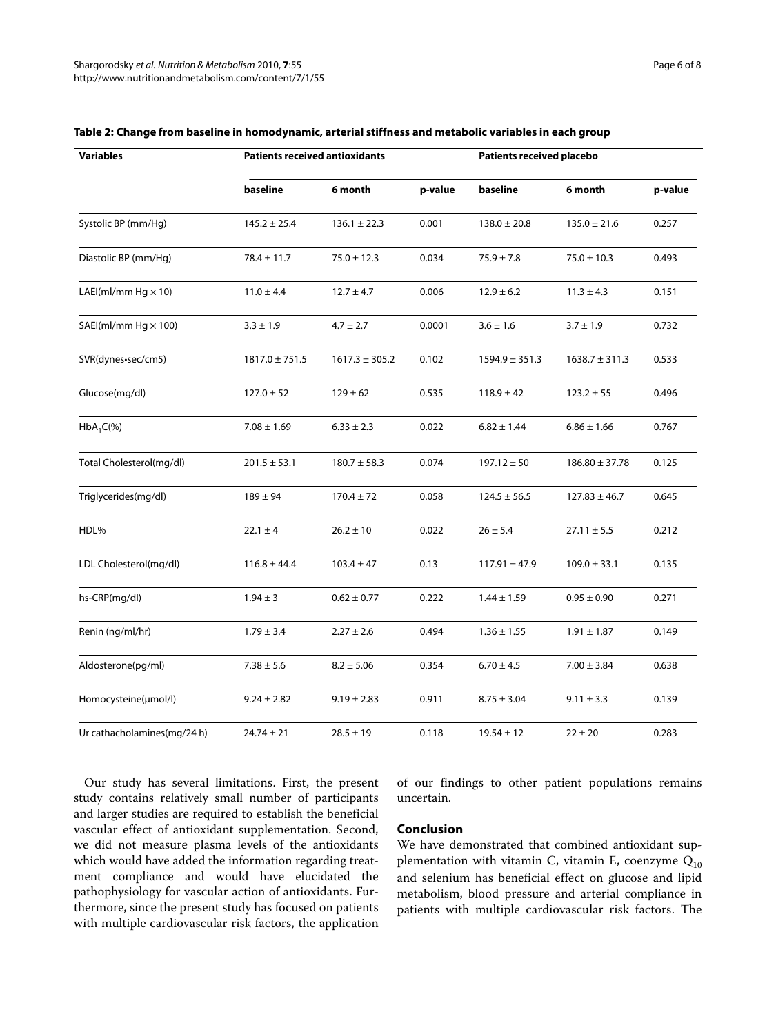**Table 2: Change from baseline in homodynamic, arterial stiffness and metabolic variables in each group**

| Variables | Patients received antioxidants | | | Patients received placebo | | |
|---|---|---|---|---|---|---|
| | baseline | 6 month | p-value | baseline | 6 month | p-value |
| Systolic BP (mm/Hg) | 145.2 ± 25.4 | 136.1 ± 22.3 | 0.001 | 138.0 ± 20.8 | 135.0 ± 21.6 | 0.257 |
| Diastolic BP (mm/Hg) | 78.4 ± 11.7 | 75.0 ± 12.3 | 0.034 | 75.9 ± 7.8 | 75.0 ± 10.3 | 0.493 |
| LAEI(ml/mm Hg × 10) | 11.0 ± 4.4 | 12.7 ± 4.7 | 0.006 | 12.9 ± 6.2 | 11.3 ± 4.3 | 0.151 |
| SAEI(ml/mm Hg × 100) | 3.3 ± 1.9 | 4.7 ± 2.7 | 0.0001 | 3.6 ± 1.6 | 3.7 ± 1.9 | 0.732 |
| SVR(dynes•sec/cm5) | 1817.0 ± 751.5 | 1617.3 ± 305.2 | 0.102 | 1594.9 ± 351.3 | 1638.7 ± 311.3 | 0.533 |
| Glucose(mg/dl) | 127.0 ± 52 | 129 ± 62 | 0.535 | 118.9 ± 42 | 123.2 ± 55 | 0.496 |
| $HbA_1C$(%) | 7.08 ± 1.69 | 6.33 ± 2.3 | 0.022 | 6.82 ± 1.44 | 6.86 ± 1.66 | 0.767 |
| Total Cholesterol(mg/dl) | 201.5 ± 53.1 | 180.7 ± 58.3 | 0.074 | 197.12 ± 50 | 186.80 ± 37.78 | 0.125 |
| Triglycerides(mg/dl) | 189 ± 94 | 170.4 ± 72 | 0.058 | 124.5 ± 56.5 | 127.83 ± 46.7 | 0.645 |
| HDL% | 22.1 ± 4 | 26.2 ± 10 | 0.022 | 26 ± 5.4 | 27.11 ± 5.5 | 0.212 |
| LDL Cholesterol(mg/dl) | 116.8 ± 44.4 | 103.4 ± 47 | 0.13 | 117.91 ± 47.9 | 109.0 ± 33.1 | 0.135 |
| hs-CRP(mg/dl) | 1.94 ± 3 | 0.62 ± 0.77 | 0.222 | 1.44 ± 1.59 | 0.95 ± 0.90 | 0.271 |
| Renin (ng/ml/hr) | 1.79 ± 3.4 | 2.27 ± 2.6 | 0.494 | 1.36 ± 1.55 | 1.91 ± 1.87 | 0.149 |
| Aldosterone(pg/ml) | 7.38 ± 5.6 | 8.2 ± 5.06 | 0.354 | 6.70 ± 4.5 | 7.00 ± 3.84 | 0.638 |
| Homocysteine(μmol/l) | 9.24 ± 2.82 | 9.19 ± 2.83 | 0.911 | 8.75 ± 3.04 | 9.11 ± 3.3 | 0.139 |
| Ur cathacholamines(mg/24 h) | 24.74 ± 21 | 28.5 ± 19 | 0.118 | 19.54 ± 12 | 22 ± 20 | 0.283 |

Our study has several limitations. First, the present study contains relatively small number of participants and larger studies are required to establish the beneficial vascular effect of antioxidant supplementation. Second, we did not measure plasma levels of the antioxidants which would have added the information regarding treatment compliance and would have elucidated the pathophysiology for vascular action of antioxidants. Furthermore, since the present study has focused on patients with multiple cardiovascular risk factors, the application of our findings to other patient populations remains uncertain.

## Conclusion

We have demonstrated that combined antioxidant supplementation with vitamin C, vitamin E, coenzyme $Q_{10}$ and selenium has beneficial effect on glucose and lipid metabolism, blood pressure and arterial compliance in patients with multiple cardiovascular risk factors. The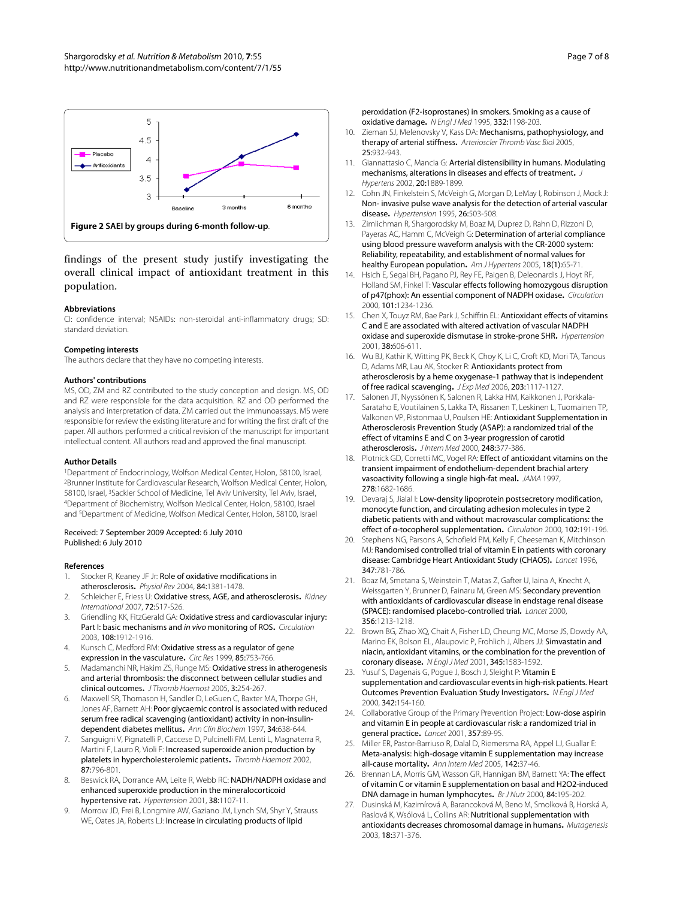**Figure 2 SAEI by groups during 6-month follow-up.**

findings of the present study justify investigating the overall clinical impact of antioxidant treatment in this population.

## Abbreviations

CI: confidence interval; NSAIDs: non-steroidal anti-inflammatory drugs; SD: standard deviation.

## Competing interests

The authors declare that they have no competing interests.

## Authors' contributions

MS, OD, ZM and RZ contributed to the study conception and design. MS, OD and RZ were responsible for the data acquisition. RZ and OD performed the analysis and interpretation of data. ZM carried out the immunoassays. MS were responsible for review the existing literature and for writing the first draft of the paper. All authors performed a critical revision of the manuscript for important intellectual content. All authors read and approved the final manuscript.

## Author Details

[1]Department of Endocrinology, Wolfson Medical Center, Holon, 58100, Israel, [2]Brunner Institute for Cardiovascular Research, Wolfson Medical Center, Holon, 58100, Israel, [3]Sackler School of Medicine, Tel Aviv University, Tel Aviv, Israel, [4]Department of Biochemistry, Wolfson Medical Center, Holon, 58100, Israel and [5]Department of Medicine, Wolfson Medical Center, Holon, 58100, Israel

Received: 7 September 2009 Accepted: 6 July 2010
Published: 6 July 2010

## References

1. Stocker R, Keaney JF Jr: **Role of oxidative modifications in atherosclerosis.** *Physiol Rev* 2004, **84**:1381-1478.
2. Schleicher E, Friess U: **Oxidative stress, AGE, and atherosclerosis.** *Kidney International* 2007, **72**:S17-S26.
3. Griendling KK, FitzGerald GA: **Oxidative stress and cardiovascular injury: Part I: basic mechanisms and *in vivo* monitoring of ROS.** *Circulation* 2003, **108**:1912-1916.
4. Kunsch C, Medford RM: **Oxidative stress as a regulator of gene expression in the vasculature.** *Circ Res* 1999, **85**:753-766.
5. Madamanchi NR, Hakim ZS, Runge MS: **Oxidative stress in atherogenesis and arterial thrombosis: the disconnect between cellular studies and clinical outcomes.** *J Thromb Haemost* 2005, **3**:254-267.
6. Maxwell SR, Thomason H, Sandler D, LeGuen C, Baxter MA, Thorpe GH, Jones AF, Barnett AH: **Poor glycaemic control is associated with reduced serum free radical scavenging (antioxidant) activity in non-insulin-dependent diabetes mellitus.** *Ann Clin Biochem* 1997, **34**:638-644.
7. Sanguigni V, Pignatelli P, Caccese D, Pulcinelli FM, Lenti L, Magnaterra R, Martini F, Lauro R, Violi F: **Increased superoxide anion production by platelets in hypercholesterolemic patients.** *Thromb Haemost* 2002, **87**:796-801.
8. Beswick RA, Dorrance AM, Leite R, Webb RC: **NADH/NADPH oxidase and enhanced superoxide production in the mineralocorticoid hypertensive rat.** *Hypertension* 2001, **38**:1107-11.
9. Morrow JD, Frei B, Longmire AW, Gaziano JM, Lynch SM, Shyr Y, Strauss WE, Oates JA, Roberts LJ: **Increase in circulating products of lipid peroxidation (F2-isoprostanes) in smokers. Smoking as a cause of oxidative damage.** *N Engl J Med* 1995, **332**:1198-203.
10. Zieman SJ, Melenovsky V, Kass DA: **Mechanisms, pathophysiology, and therapy of arterial stiffness.** *Arterioscler Thromb Vasc Biol* 2005, **25**:932-943.
11. Giannattasio C, Mancia G: **Arterial distensibility in humans. Modulating mechanisms, alterations in diseases and effects of treatment.** *J Hypertens* 2002, **20**:1889-1899.
12. Cohn JN, Finkelstein S, McVeigh G, Morgan D, LeMay l, Robinson J, Mock J: **Non- invasive pulse wave analysis for the detection of arterial vascular disease.** *Hypertension* 1995, **26**:503-508.
13. Zimlichman R, Shargorodsky M, Boaz M, Duprez D, Rahn D, Rizzoni D, Payeras AC, Hamm C, McVeigh G: **Determination of arterial compliance using blood pressure waveform analysis with the CR-2000 system: Reliability, repeatability, and establishment of normal values for healthy European population.** *Am J Hypertens* 2005, **18(1)**:65-71.
14. Hsich E, Segal BH, Pagano PJ, Rey FE, Paigen B, Deleonardis J, Hoyt RF, Holland SM, Finkel T: **Vascular effects following homozygous disruption of p47(phox): An essential component of NADPH oxidase.** *Circulation* 2000, **101**:1234-1236.
15. Chen X, Touyz RM, Bae Park J, Schiffrin EL: **Antioxidant effects of vitamins C and E are associated with altered activation of vascular NADPH oxidase and superoxide dismutase in stroke-prone SHR.** *Hypertension* 2001, **38**:606-611.
16. Wu BJ, Kathir K, Witting PK, Beck K, Choy K, Li C, Croft KD, Mori TA, Tanous D, Adams MR, Lau AK, Stocker R: **Antioxidants protect from atherosclerosis by a heme oxygenase-1 pathway that is independent of free radical scavenging.** *J Exp Med* 2006, **203**:1117-1127.
17. Salonen JT, Nyyssönen K, Salonen R, Lakka HM, Kaikkonen J, Porkkala-Sarataho E, Voutilainen S, Lakka TA, Rissanen T, Leskinen L, Tuomainen TP, Valkonen VP, Ristonmaa U, Poulsen HE: **Antioxidant Supplementation in Atherosclerosis Prevention Study (ASAP): a randomized trial of the effect of vitamins E and C on 3-year progression of carotid atherosclerosis.** *J Intern Med* 2000, **248**:377-386.
18. Plotnick GD, Corretti MC, Vogel RA: **Effect of antioxidant vitamins on the transient impairment of endothelium-dependent brachial artery vasoactivity following a single high-fat meal.** *JAMA* 1997, **278**:1682-1686.
19. Devaraj S, Jialal I: **Low-density lipoprotein postsecretory modification, monocyte function, and circulating adhesion molecules in type 2 diabetic patients with and without macrovascular complications: the effect of α-tocopherol supplementation.** *Circulation* 2000, **102**:191-196.
20. Stephens NG, Parsons A, Schofield PM, Kelly F, Cheeseman K, Mitchinson MJ: **Randomised controlled trial of vitamin E in patients with coronary disease: Cambridge Heart Antioxidant Study (CHAOS).** *Lancet* 1996, **347**:781-786.
21. Boaz M, Smetana S, Weinstein T, Matas Z, Gafter U, Iaina A, Knecht A, Weissgarten Y, Brunner D, Fainaru M, Green MS: **Secondary prevention with antioxidants of cardiovascular disease in endstage renal disease (SPACE): randomised placebo-controlled trial.** *Lancet* 2000, **356**:1213-1218.
22. Brown BG, Zhao XQ, Chait A, Fisher LD, Cheung MC, Morse JS, Dowdy AA, Marino EK, Bolson EL, Alaupovic P, Frohlich J, Albers JJ: **Simvastatin and niacin, antioxidant vitamins, or the combination for the prevention of coronary disease.** *N Engl J Med* 2001, **345**:1583-1592.
23. Yusuf S, Dagenais G, Pogue J, Bosch J, Sleight P: **Vitamin E supplementation and cardiovascular events in high-risk patients. Heart Outcomes Prevention Evaluation Study Investigators.** *N Engl J Med* 2000, **342**:154-160.
24. Collaborative Group of the Primary Prevention Project: **Low-dose aspirin and vitamin E in people at cardiovascular risk: a randomized trial in general practice.** *Lancet* 2001, **357**:89-95.
25. Miller ER, Pastor-Barriuso R, Dalal D, Riemersma RA, Appel LJ, Guallar E: **Meta-analysis: high-dosage vitamin E supplementation may increase all-cause mortality.** *Ann Intern Med* 2005, **142**:37-46.
26. Brennan LA, Morris GM, Wasson GR, Hannigan BM, Barnett YA: **The effect of vitamin C or vitamin E supplementation on basal and H2O2-induced DNA damage in human lymphocytes.** *Br J Nutr* 2000, **84**:195-202.
27. Dusinská M, Kazimírová A, Barancoková M, Beno M, Smolková B, Horská A, Raslová K, Wsólová L, Collins AR: **Nutritional supplementation with antioxidants decreases chromosomal damage in humans.** *Mutagenesis* 2003, **18**:371-376.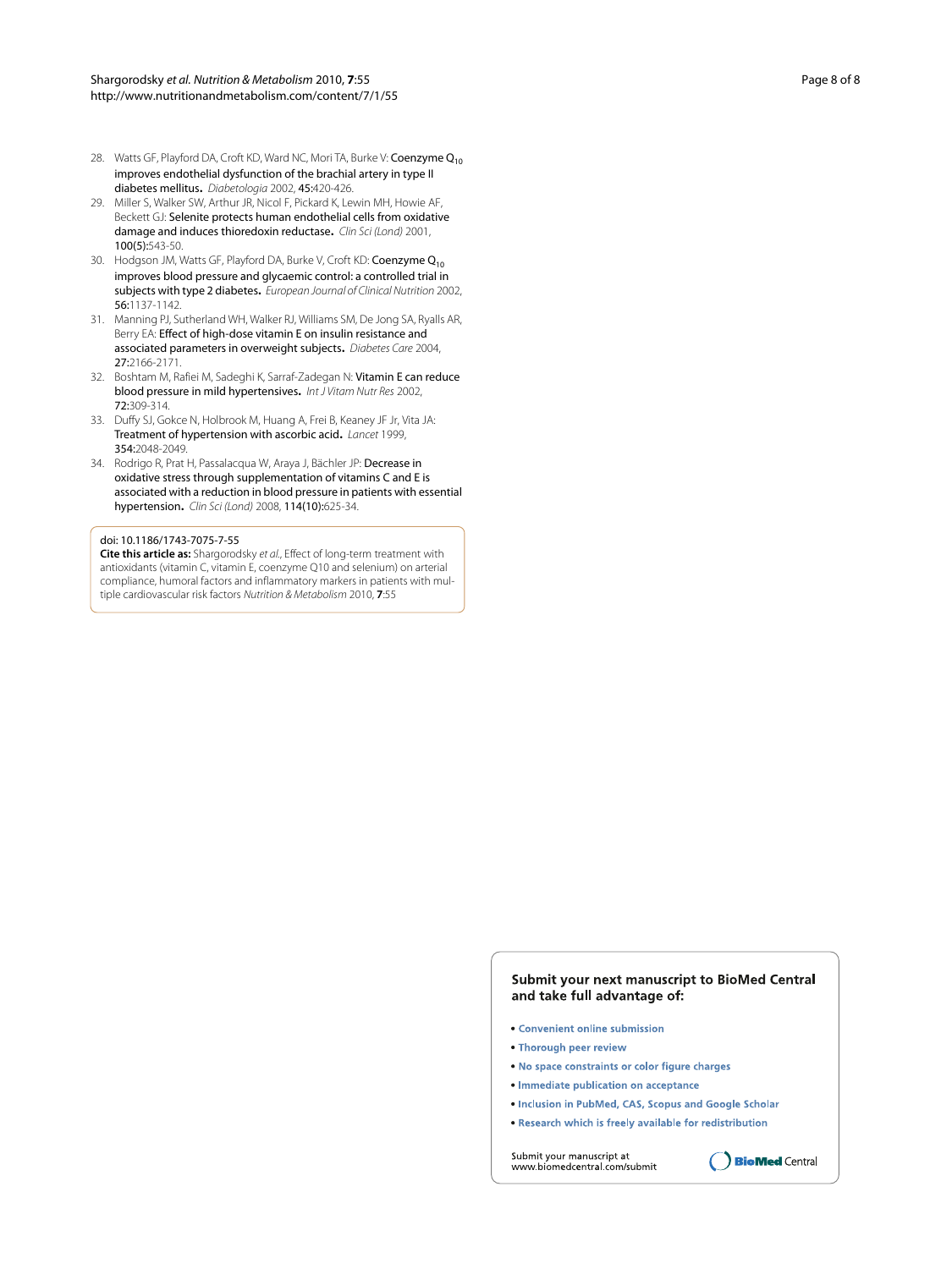28. Watts GF, Playford DA, Croft KD, Ward NC, Mori TA, Burke V: **Coenzyme $Q_{10}$ improves endothelial dysfunction of the brachial artery in type II diabetes mellitus.** *Diabetologia* 2002, **45**:420-426.
29. Miller S, Walker SW, Arthur JR, Nicol F, Pickard K, Lewin MH, Howie AF, Beckett GJ: **Selenite protects human endothelial cells from oxidative damage and induces thioredoxin reductase.** *Clin Sci (Lond)* 2001, **100(5)**:543-50.
30. Hodgson JM, Watts GF, Playford DA, Burke V, Croft KD: **Coenzyme $Q_{10}$ improves blood pressure and glycaemic control: a controlled trial in subjects with type 2 diabetes.** *European Journal of Clinical Nutrition* 2002, **56**:1137-1142.
31. Manning PJ, Sutherland WH, Walker RJ, Williams SM, De Jong SA, Ryalls AR, Berry EA: **Effect of high-dose vitamin E on insulin resistance and associated parameters in overweight subjects.** *Diabetes Care* 2004, **27**:2166-2171.
32. Boshtam M, Rafiei M, Sadeghi K, Sarraf-Zadegan N: **Vitamin E can reduce blood pressure in mild hypertensives.** *Int J Vitam Nutr Res* 2002, **72**:309-314.
33. Duffy SJ, Gokce N, Holbrook M, Huang A, Frei B, Keaney JF Jr, Vita JA: **Treatment of hypertension with ascorbic acid.** *Lancet* 1999, **354**:2048-2049.
34. Rodrigo R, Prat H, Passalacqua W, Araya J, Bächler JP: **Decrease in oxidative stress through supplementation of vitamins C and E is associated with a reduction in blood pressure in patients with essential hypertension.** *Clin Sci (Lond)* 2008, **114(10)**:625-34.

doi: 10.1186/1743-7075-7-55

**Cite this article as:** Shargorodsky *et al.*, Effect of long-term treatment with antioxidants (vitamin C, vitamin E, coenzyme Q10 and selenium) on arterial compliance, humoral factors and inflammatory markers in patients with multiple cardiovascular risk factors *Nutrition & Metabolism* 2010, **7**:55

**Submit your next manuscript to BioMed Central and take full advantage of:**

- Convenient online submission
- Thorough peer review
- No space constraints or color figure charges
- Immediate publication on acceptance
- Inclusion in PubMed, CAS, Scopus and Google Scholar
- Research which is freely available for redistribution

Submit your manuscript at www.biomedcentral.com/submit

BioMed Central